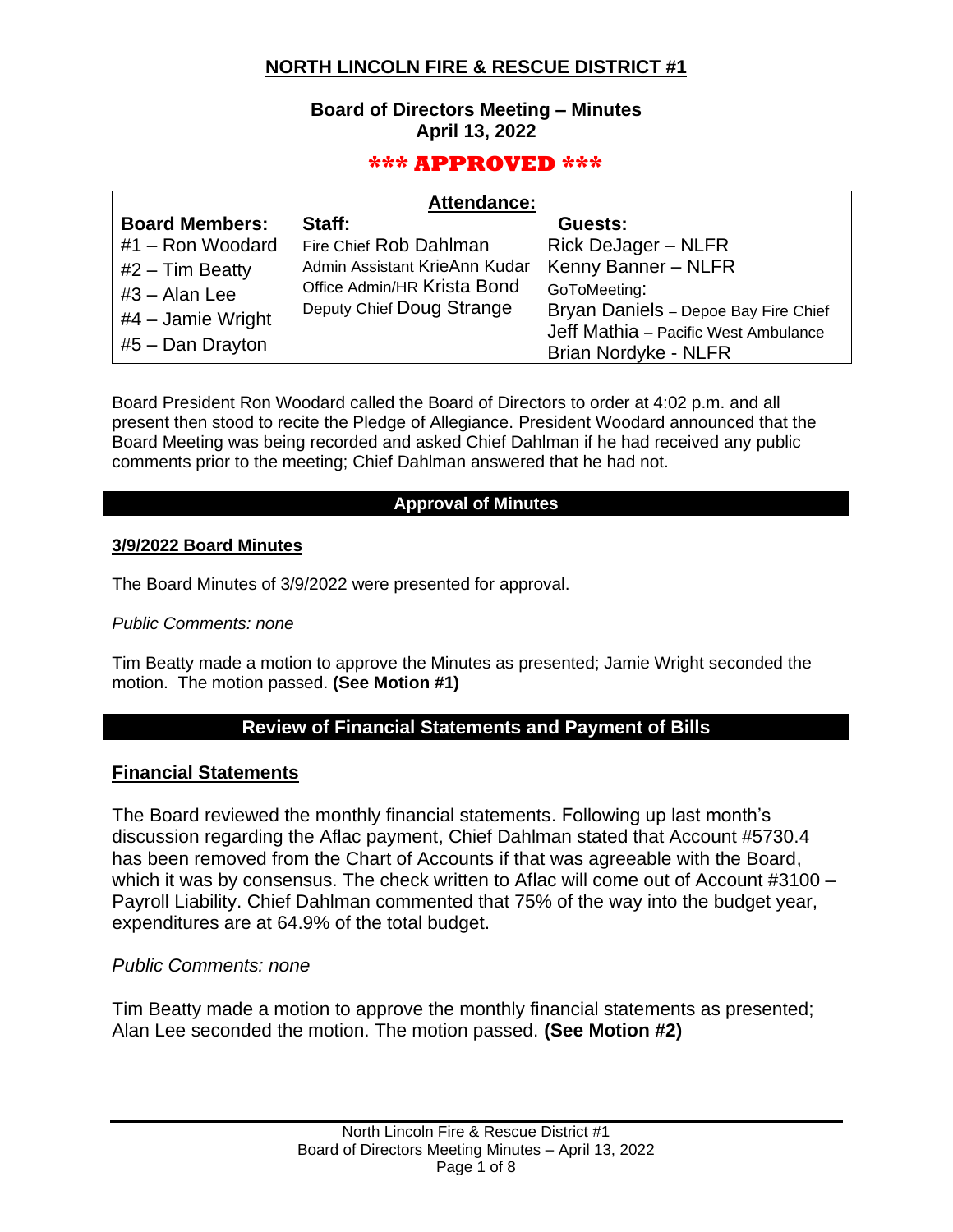# NORTH LINCOLN FIRE & RESCUE DISTRICT #1

## Board of Directors Meeting – Minutes
## April 13, 2022

**\*\*\* APPROVED \*\*\***

**Attendance:**

| Board Members: | Staff: | Guests: |
|---|---|---|
| #1 – Ron Woodard | Fire Chief Rob Dahlman | Rick DeJager – NLFR |
| #2 – Tim Beatty | Admin Assistant KrieAnn Kudar | Kenny Banner – NLFR |
| #3 – Alan Lee | Office Admin/HR Krista Bond | GoToMeeting: |
| #4 – Jamie Wright | Deputy Chief Doug Strange | Bryan Daniels – Depoe Bay Fire Chief |
| #5 – Dan Drayton | | Jeff Mathia – Pacific West Ambulance |
| | | Brian Nordyke - NLFR |

Board President Ron Woodard called the Board of Directors to order at 4:02 p.m. and all present then stood to recite the Pledge of Allegiance. President Woodard announced that the Board Meeting was being recorded and asked Chief Dahlman if he had received any public comments prior to the meeting; Chief Dahlman answered that he had not.

## Approval of Minutes

### 3/9/2022 Board Minutes

The Board Minutes of 3/9/2022 were presented for approval.

*Public Comments: none*

Tim Beatty made a motion to approve the Minutes as presented; Jamie Wright seconded the motion. The motion passed. **(See Motion #1)**

## Review of Financial Statements and Payment of Bills

### Financial Statements

The Board reviewed the monthly financial statements. Following up last month's discussion regarding the Aflac payment, Chief Dahlman stated that Account #5730.4 has been removed from the Chart of Accounts if that was agreeable with the Board, which it was by consensus. The check written to Aflac will come out of Account #3100 – Payroll Liability. Chief Dahlman commented that 75% of the way into the budget year, expenditures are at 64.9% of the total budget.

*Public Comments: none*

Tim Beatty made a motion to approve the monthly financial statements as presented; Alan Lee seconded the motion. The motion passed. **(See Motion #2)**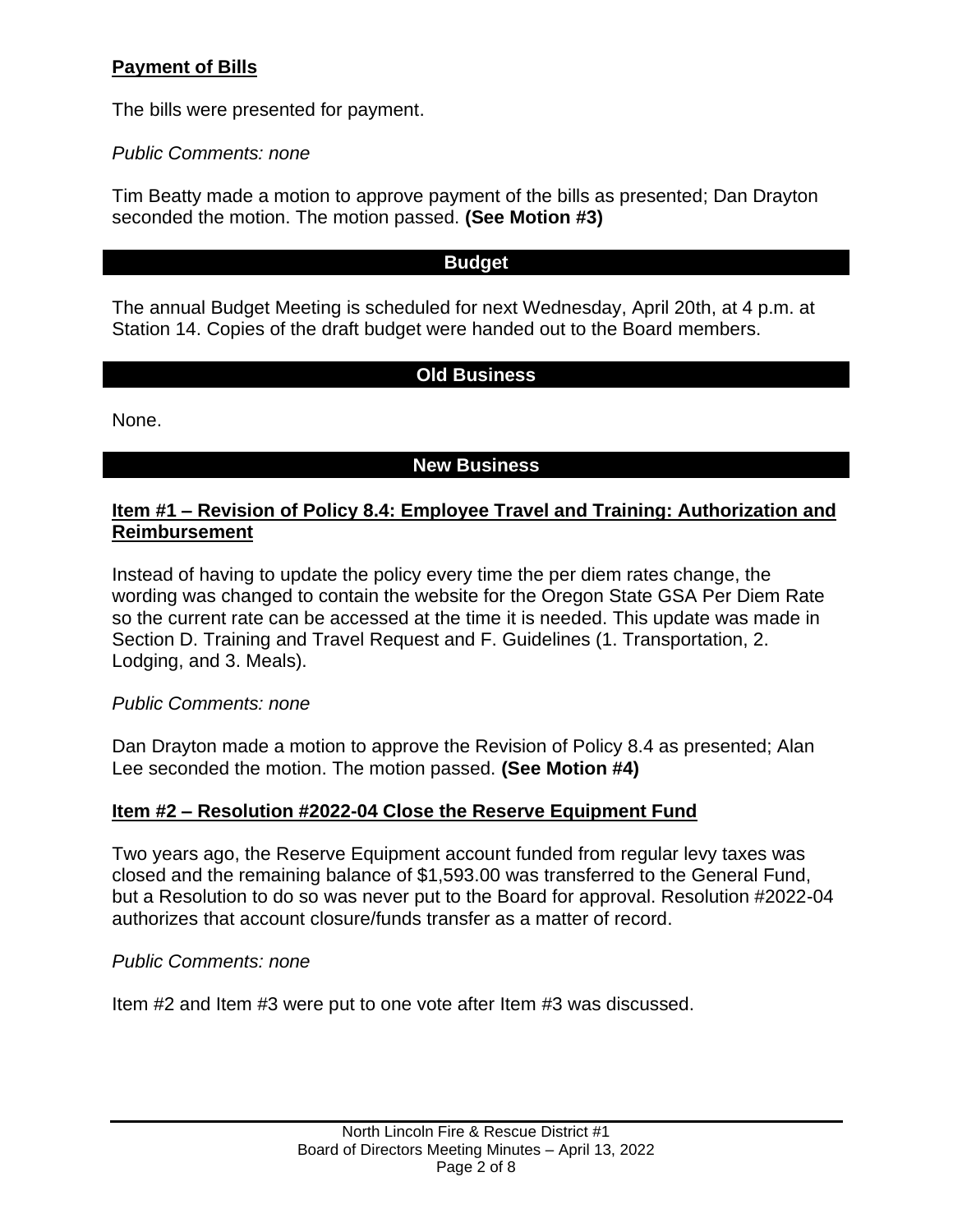**Payment of Bills**

The bills were presented for payment.

*Public Comments: none*

Tim Beatty made a motion to approve payment of the bills as presented; Dan Drayton seconded the motion. The motion passed. **(See Motion #3)**

## Budget

The annual Budget Meeting is scheduled for next Wednesday, April 20th, at 4 p.m. at Station 14. Copies of the draft budget were handed out to the Board members.

## Old Business

None.

## New Business

**Item #1 – Revision of Policy 8.4: Employee Travel and Training: Authorization and Reimbursement**

Instead of having to update the policy every time the per diem rates change, the wording was changed to contain the website for the Oregon State GSA Per Diem Rate so the current rate can be accessed at the time it is needed. This update was made in Section D. Training and Travel Request and F. Guidelines (1. Transportation, 2. Lodging, and 3. Meals).

*Public Comments: none*

Dan Drayton made a motion to approve the Revision of Policy 8.4 as presented; Alan Lee seconded the motion. The motion passed. **(See Motion #4)**

**Item #2 – Resolution #2022-04 Close the Reserve Equipment Fund**

Two years ago, the Reserve Equipment account funded from regular levy taxes was closed and the remaining balance of $1,593.00 was transferred to the General Fund, but a Resolution to do so was never put to the Board for approval. Resolution #2022-04 authorizes that account closure/funds transfer as a matter of record.

*Public Comments: none*

Item #2 and Item #3 were put to one vote after Item #3 was discussed.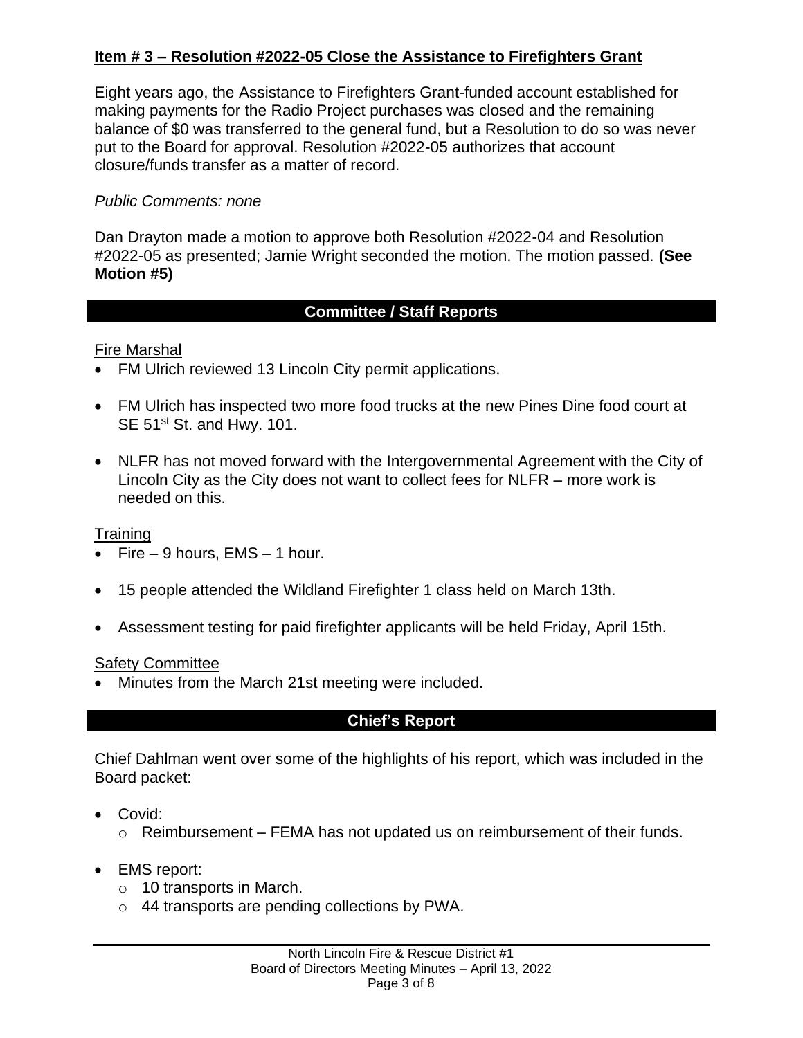**Item # 3 – Resolution #2022-05 Close the Assistance to Firefighters Grant**

Eight years ago, the Assistance to Firefighters Grant-funded account established for making payments for the Radio Project purchases was closed and the remaining balance of $0 was transferred to the general fund, but a Resolution to do so was never put to the Board for approval. Resolution #2022-05 authorizes that account closure/funds transfer as a matter of record.

*Public Comments: none*

Dan Drayton made a motion to approve both Resolution #2022-04 and Resolution #2022-05 as presented; Jamie Wright seconded the motion. The motion passed. **(See Motion #5)**

## Committee / Staff Reports

Fire Marshal

- FM Ulrich reviewed 13 Lincoln City permit applications.
- FM Ulrich has inspected two more food trucks at the new Pines Dine food court at SE 51st St. and Hwy. 101.
- NLFR has not moved forward with the Intergovernmental Agreement with the City of Lincoln City as the City does not want to collect fees for NLFR – more work is needed on this.

Training

- Fire – 9 hours, EMS – 1 hour.
- 15 people attended the Wildland Firefighter 1 class held on March 13th.
- Assessment testing for paid firefighter applicants will be held Friday, April 15th.

Safety Committee

- Minutes from the March 21st meeting were included.

## Chief's Report

Chief Dahlman went over some of the highlights of his report, which was included in the Board packet:

- Covid:
  - Reimbursement – FEMA has not updated us on reimbursement of their funds.
- EMS report:
  - 10 transports in March.
  - 44 transports are pending collections by PWA.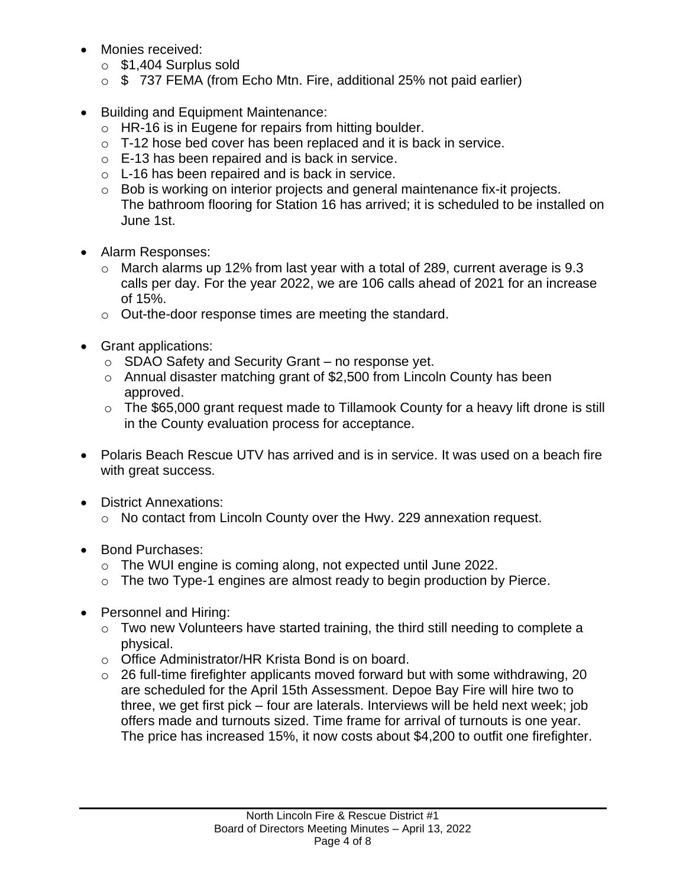- Monies received:
  - $1,404 Surplus sold
  - $ 737 FEMA (from Echo Mtn. Fire, additional 25% not paid earlier)

- Building and Equipment Maintenance:
  - HR-16 is in Eugene for repairs from hitting boulder.
  - T-12 hose bed cover has been replaced and it is back in service.
  - E-13 has been repaired and is back in service.
  - L-16 has been repaired and is back in service.
  - Bob is working on interior projects and general maintenance fix-it projects. The bathroom flooring for Station 16 has arrived; it is scheduled to be installed on June 1st.

- Alarm Responses:
  - March alarms up 12% from last year with a total of 289, current average is 9.3 calls per day. For the year 2022, we are 106 calls ahead of 2021 for an increase of 15%.
  - Out-the-door response times are meeting the standard.

- Grant applications:
  - SDAO Safety and Security Grant – no response yet.
  - Annual disaster matching grant of $2,500 from Lincoln County has been approved.
  - The $65,000 grant request made to Tillamook County for a heavy lift drone is still in the County evaluation process for acceptance.

- Polaris Beach Rescue UTV has arrived and is in service. It was used on a beach fire with great success.

- District Annexations:
  - No contact from Lincoln County over the Hwy. 229 annexation request.

- Bond Purchases:
  - The WUI engine is coming along, not expected until June 2022.
  - The two Type-1 engines are almost ready to begin production by Pierce.

- Personnel and Hiring:
  - Two new Volunteers have started training, the third still needing to complete a physical.
  - Office Administrator/HR Krista Bond is on board.
  - 26 full-time firefighter applicants moved forward but with some withdrawing, 20 are scheduled for the April 15th Assessment. Depoe Bay Fire will hire two to three, we get first pick – four are laterals. Interviews will be held next week; job offers made and turnouts sized. Time frame for arrival of turnouts is one year. The price has increased 15%, it now costs about $4,200 to outfit one firefighter.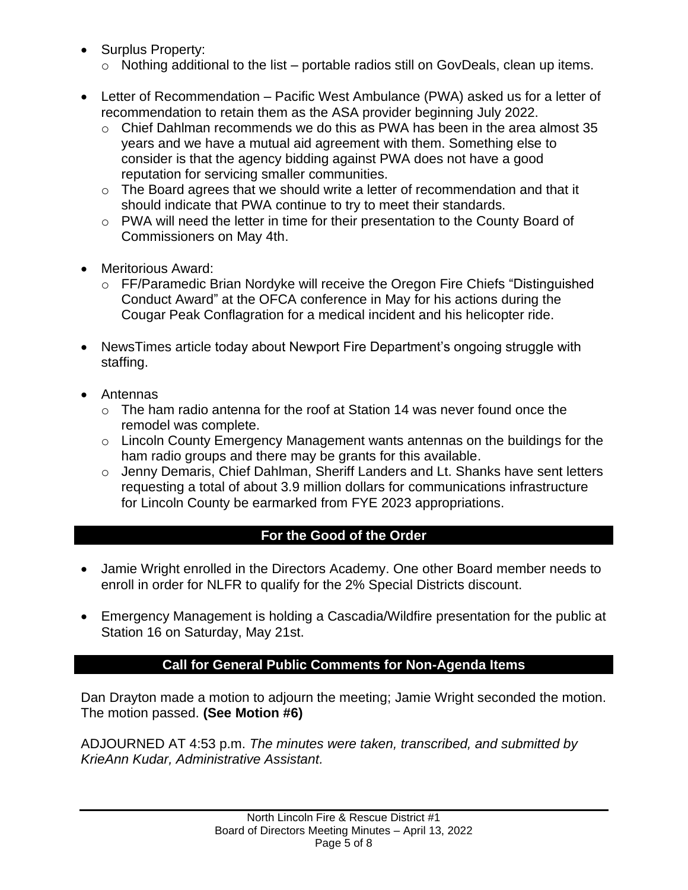- Surplus Property:
  - Nothing additional to the list – portable radios still on GovDeals, clean up items.

- Letter of Recommendation – Pacific West Ambulance (PWA) asked us for a letter of recommendation to retain them as the ASA provider beginning July 2022.
  - Chief Dahlman recommends we do this as PWA has been in the area almost 35 years and we have a mutual aid agreement with them. Something else to consider is that the agency bidding against PWA does not have a good reputation for servicing smaller communities.
  - The Board agrees that we should write a letter of recommendation and that it should indicate that PWA continue to try to meet their standards.
  - PWA will need the letter in time for their presentation to the County Board of Commissioners on May 4th.

- Meritorious Award:
  - FF/Paramedic Brian Nordyke will receive the Oregon Fire Chiefs "Distinguished Conduct Award" at the OFCA conference in May for his actions during the Cougar Peak Conflagration for a medical incident and his helicopter ride.

- NewsTimes article today about Newport Fire Department's ongoing struggle with staffing.

- Antennas
  - The ham radio antenna for the roof at Station 14 was never found once the remodel was complete.
  - Lincoln County Emergency Management wants antennas on the buildings for the ham radio groups and there may be grants for this available.
  - Jenny Demaris, Chief Dahlman, Sheriff Landers and Lt. Shanks have sent letters requesting a total of about 3.9 million dollars for communications infrastructure for Lincoln County be earmarked from FYE 2023 appropriations.

## For the Good of the Order

- Jamie Wright enrolled in the Directors Academy. One other Board member needs to enroll in order for NLFR to qualify for the 2% Special Districts discount.

- Emergency Management is holding a Cascadia/Wildfire presentation for the public at Station 16 on Saturday, May 21st.

## Call for General Public Comments for Non-Agenda Items

Dan Drayton made a motion to adjourn the meeting; Jamie Wright seconded the motion. The motion passed. **(See Motion #6)**

ADJOURNED AT 4:53 p.m. *The minutes were taken, transcribed, and submitted by KrieAnn Kudar, Administrative Assistant.*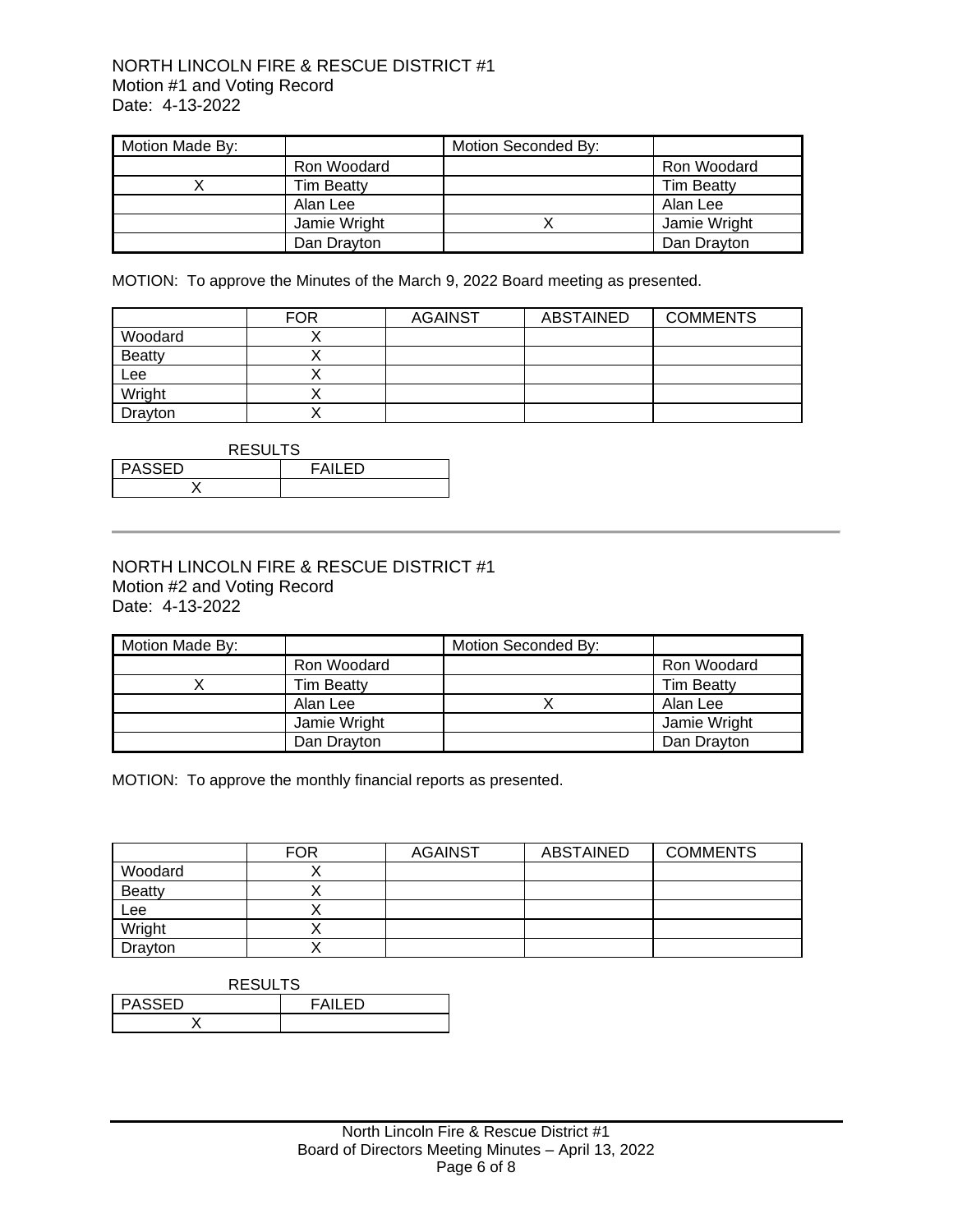NORTH LINCOLN FIRE & RESCUE DISTRICT #1
Motion #1 and Voting Record
Date: 4-13-2022

| Motion Made By: | | Motion Seconded By: | |
|---|---|---|---|
| | Ron Woodard | | Ron Woodard |
| X | Tim Beatty | | Tim Beatty |
| | Alan Lee | | Alan Lee |
| | Jamie Wright | X | Jamie Wright |
| | Dan Drayton | | Dan Drayton |

MOTION: To approve the Minutes of the March 9, 2022 Board meeting as presented.

| | FOR | AGAINST | ABSTAINED | COMMENTS |
|---|---|---|---|---|
| Woodard | X | | | |
| Beatty | X | | | |
| Lee | X | | | |
| Wright | X | | | |
| Drayton | X | | | |

RESULTS

| PASSED | FAILED |
|---|---|
| X | |

---

NORTH LINCOLN FIRE & RESCUE DISTRICT #1
Motion #2 and Voting Record
Date: 4-13-2022

| Motion Made By: | | Motion Seconded By: | |
|---|---|---|---|
| | Ron Woodard | | Ron Woodard |
| X | Tim Beatty | | Tim Beatty |
| | Alan Lee | X | Alan Lee |
| | Jamie Wright | | Jamie Wright |
| | Dan Drayton | | Dan Drayton |

MOTION: To approve the monthly financial reports as presented.

| | FOR | AGAINST | ABSTAINED | COMMENTS |
|---|---|---|---|---|
| Woodard | X | | | |
| Beatty | X | | | |
| Lee | X | | | |
| Wright | X | | | |
| Drayton | X | | | |

RESULTS

| PASSED | FAILED |
|---|---|
| X | |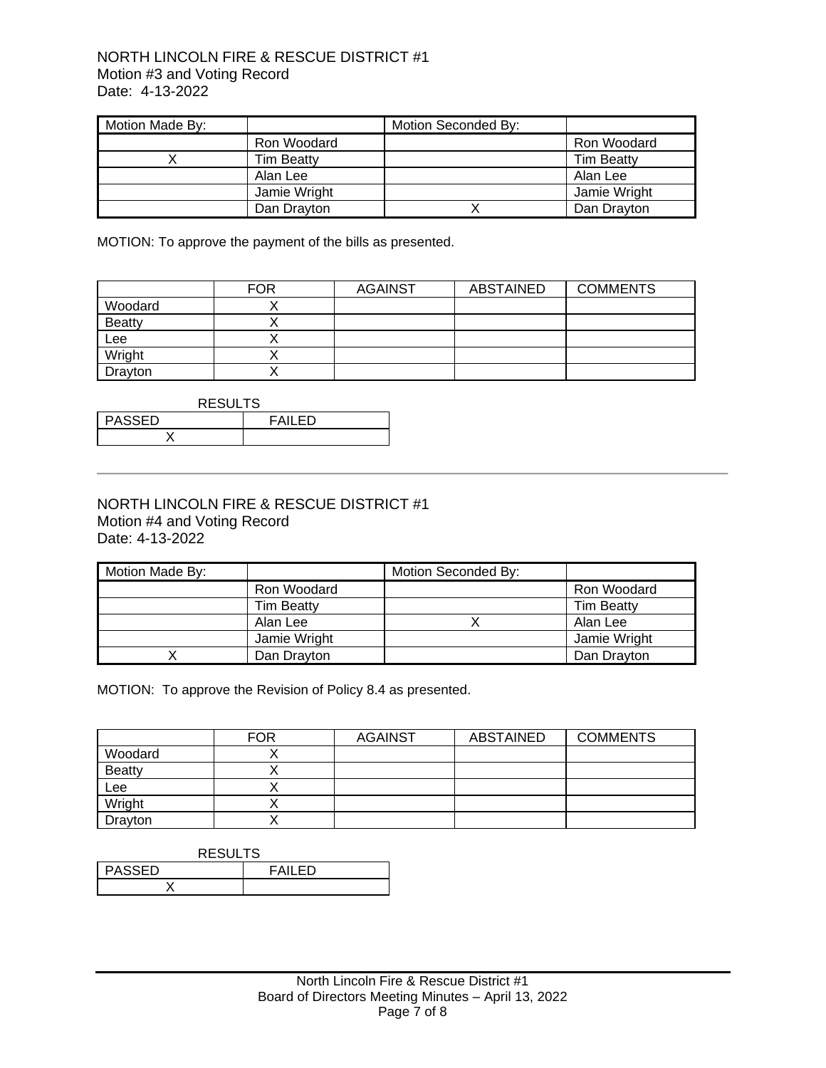NORTH LINCOLN FIRE & RESCUE DISTRICT #1
Motion #3 and Voting Record
Date: 4-13-2022

| Motion Made By: | | Motion Seconded By: | |
|---|---|---|---|
| | Ron Woodard | | Ron Woodard |
| X | Tim Beatty | | Tim Beatty |
| | Alan Lee | | Alan Lee |
| | Jamie Wright | | Jamie Wright |
| | Dan Drayton | X | Dan Drayton |

MOTION: To approve the payment of the bills as presented.

| | FOR | AGAINST | ABSTAINED | COMMENTS |
|---|---|---|---|---|
| Woodard | X | | | |
| Beatty | X | | | |
| Lee | X | | | |
| Wright | X | | | |
| Drayton | X | | | |

RESULTS

| PASSED | FAILED |
|---|---|
| X | |

---

NORTH LINCOLN FIRE & RESCUE DISTRICT #1
Motion #4 and Voting Record
Date: 4-13-2022

| Motion Made By: | | Motion Seconded By: | |
|---|---|---|---|
| | Ron Woodard | | Ron Woodard |
| | Tim Beatty | | Tim Beatty |
| | Alan Lee | X | Alan Lee |
| | Jamie Wright | | Jamie Wright |
| X | Dan Drayton | | Dan Drayton |

MOTION: To approve the Revision of Policy 8.4 as presented.

| | FOR | AGAINST | ABSTAINED | COMMENTS |
|---|---|---|---|---|
| Woodard | X | | | |
| Beatty | X | | | |
| Lee | X | | | |
| Wright | X | | | |
| Drayton | X | | | |

RESULTS

| PASSED | FAILED |
|---|---|
| X | |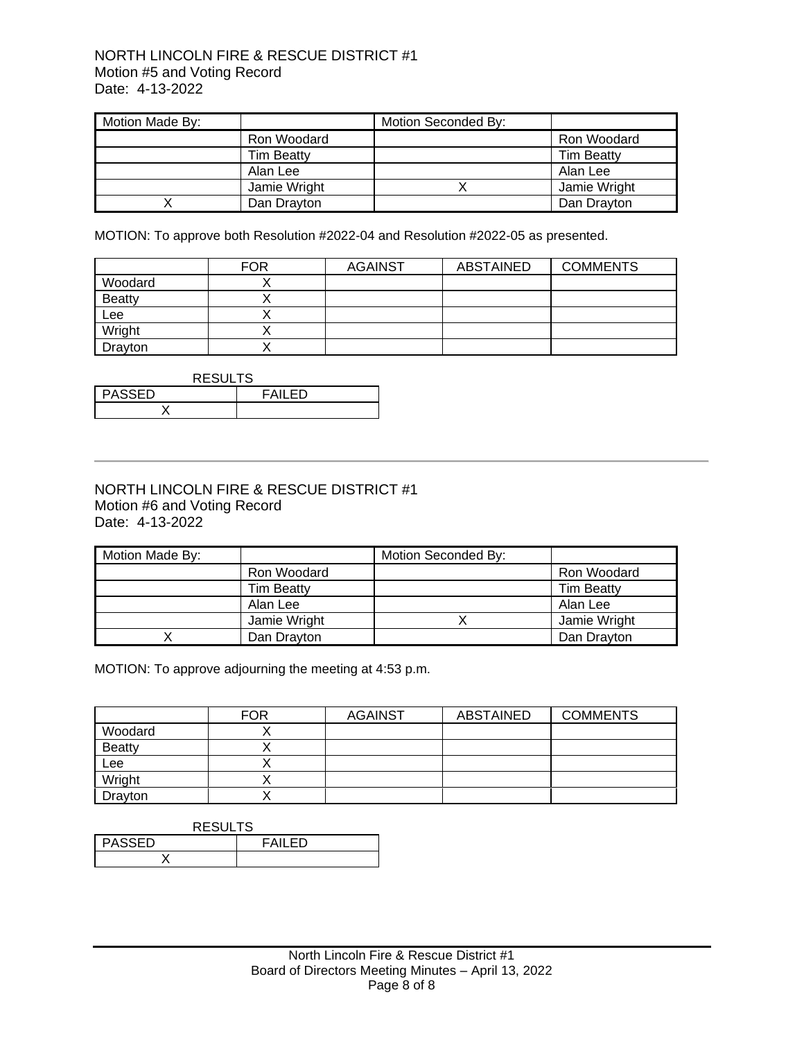NORTH LINCOLN FIRE & RESCUE DISTRICT #1
Motion #5 and Voting Record
Date: 4-13-2022

| Motion Made By: | | Motion Seconded By: | |
|---|---|---|---|
| | Ron Woodard | | Ron Woodard |
| | Tim Beatty | | Tim Beatty |
| | Alan Lee | | Alan Lee |
| | Jamie Wright | X | Jamie Wright |
| X | Dan Drayton | | Dan Drayton |

MOTION: To approve both Resolution #2022-04 and Resolution #2022-05 as presented.

| | FOR | AGAINST | ABSTAINED | COMMENTS |
|---|---|---|---|---|
| Woodard | X | | | |
| Beatty | X | | | |
| Lee | X | | | |
| Wright | X | | | |
| Drayton | X | | | |

RESULTS

| PASSED | FAILED |
|---|---|
| X | |

---

NORTH LINCOLN FIRE & RESCUE DISTRICT #1
Motion #6 and Voting Record
Date: 4-13-2022

| Motion Made By: | | Motion Seconded By: | |
|---|---|---|---|
| | Ron Woodard | | Ron Woodard |
| | Tim Beatty | | Tim Beatty |
| | Alan Lee | | Alan Lee |
| | Jamie Wright | X | Jamie Wright |
| X | Dan Drayton | | Dan Drayton |

MOTION: To approve adjourning the meeting at 4:53 p.m.

| | FOR | AGAINST | ABSTAINED | COMMENTS |
|---|---|---|---|---|
| Woodard | X | | | |
| Beatty | X | | | |
| Lee | X | | | |
| Wright | X | | | |
| Drayton | X | | | |

RESULTS

| PASSED | FAILED |
|---|---|
| X | |